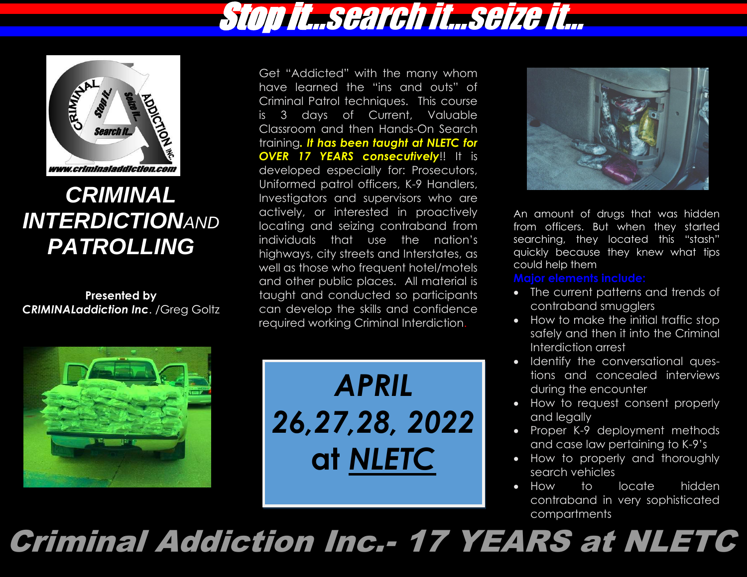# Stop it...search it...seize it...

# CRIMINAL INTERDICTION AND PATROLLING

**Presented by**
***CRIMINALaddiction Inc***. /Greg Goltz

Get "Addicted" with the many whom have learned the "ins and outs" of Criminal Patrol techniques. This course is 3 days of Current, Valuable Classroom and then Hands-On Search training. ***It has been taught at NLETC for OVER 17 YEARS consecutively***!! It is developed especially for: Prosecutors, Uniformed patrol officers, K-9 Handlers, Investigators and supervisors who are actively, or interested in proactively locating and seizing contraband from individuals that use the nation's highways, city streets and Interstates, as well as those who frequent hotel/motels and other public places. All material is taught and conducted so participants can develop the skills and confidence required working Criminal Interdiction.

## *APRIL 26,27,28, 2022*
## at *NLETC*

An amount of drugs that was hidden from officers. But when they started searching, they located this "stash" quickly because they knew what tips could help them

**Major elements include:**

- The current patterns and trends of contraband smugglers
- How to make the initial traffic stop safely and then it into the Criminal Interdiction arrest
- Identify the conversational questions and concealed interviews during the encounter
- How to request consent properly and legally
- Proper K-9 deployment methods and case law pertaining to K-9's
- How to properly and thoroughly search vehicles
- How to locate hidden contraband in very sophisticated compartments

# *Criminal Addiction Inc.- 17 YEARS at NLETC*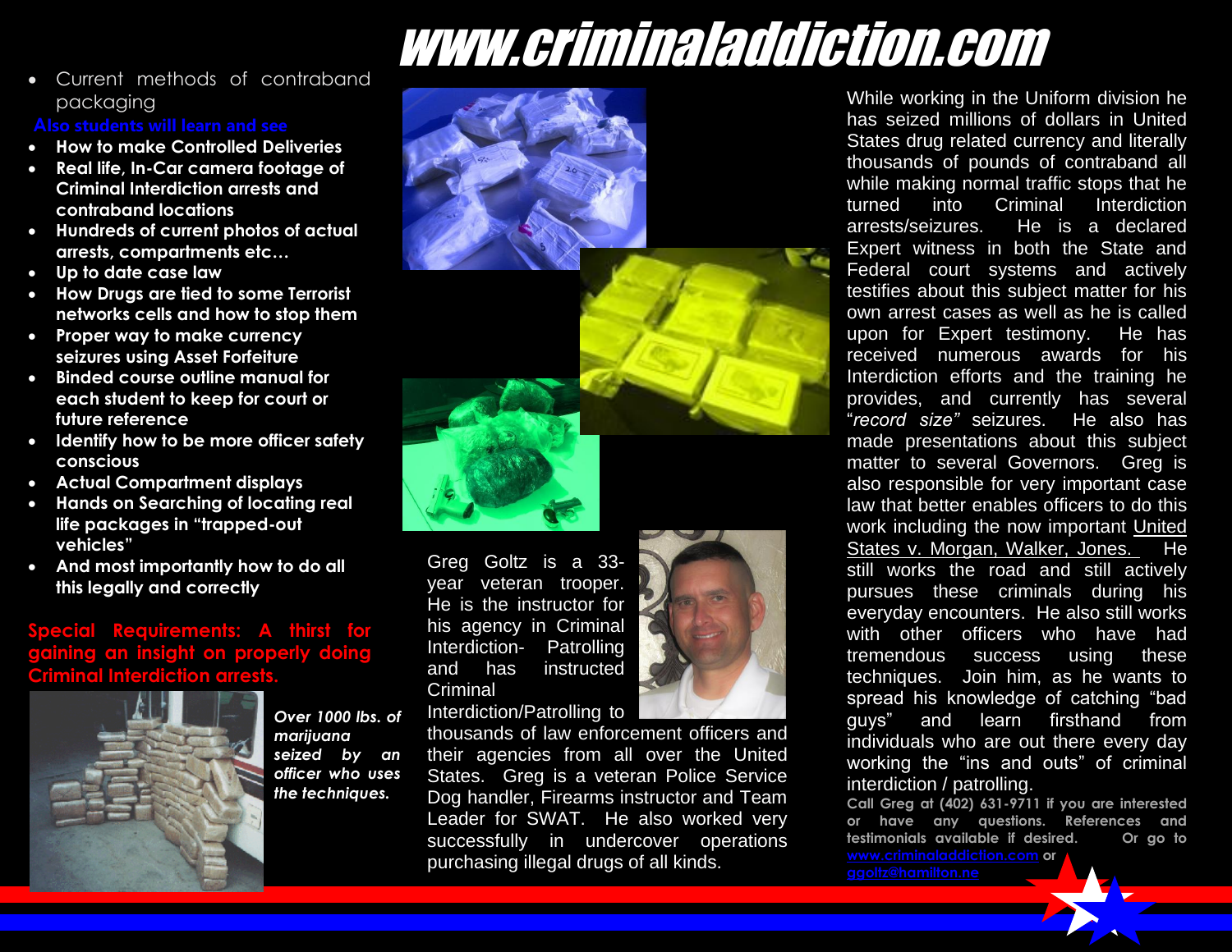# www.criminaladdiction.com

- Current methods of contraband packaging

Also students will learn and see

- **How to make Controlled Deliveries**
- **Real life, In-Car camera footage of Criminal Interdiction arrests and contraband locations**
- **Hundreds of current photos of actual arrests, compartments etc…**
- **Up to date case law**
- **How Drugs are tied to some Terrorist networks cells and how to stop them**
- **Proper way to make currency seizures using Asset Forfeiture**
- **Binded course outline manual for each student to keep for court or future reference**
- **Identify how to be more officer safety conscious**
- **Actual Compartment displays**
- **Hands on Searching of locating real life packages in "trapped-out vehicles"**
- **And most importantly how to do all this legally and correctly**

**Special Requirements: A thirst for gaining an insight on properly doing Criminal Interdiction arrests.**

***Over 1000 lbs. of marijuana seized by an officer who uses the techniques.***

Greg Goltz is a 33-year veteran trooper. He is the instructor for his agency in Criminal Interdiction- Patrolling and has instructed Criminal Interdiction/Patrolling to thousands of law enforcement officers and their agencies from all over the United States. Greg is a veteran Police Service Dog handler, Firearms instructor and Team Leader for SWAT. He also worked very successfully in undercover operations purchasing illegal drugs of all kinds.

While working in the Uniform division he has seized millions of dollars in United States drug related currency and literally thousands of pounds of contraband all while making normal traffic stops that he turned into Criminal Interdiction arrests/seizures. He is a declared Expert witness in both the State and Federal court systems and actively testifies about this subject matter for his own arrest cases as well as he is called upon for Expert testimony. He has received numerous awards for his Interdiction efforts and the training he provides, and currently has several "*record size"* seizures. He also has made presentations about this subject matter to several Governors. Greg is also responsible for very important case law that better enables officers to do this work including the now important United States v. Morgan, Walker, Jones. He still works the road and still actively pursues these criminals during his everyday encounters. He also still works with other officers who have had tremendous success using these techniques. Join him, as he wants to spread his knowledge of catching "bad guys" and learn firsthand from individuals who are out there every day working the "ins and outs" of criminal interdiction / patrolling.

**Call Greg at (402) 631-9711 if you are interested or have any questions. References and testimonials available if desired. Or go to www.criminaladdiction.com or ggoltz@hamilton.ne**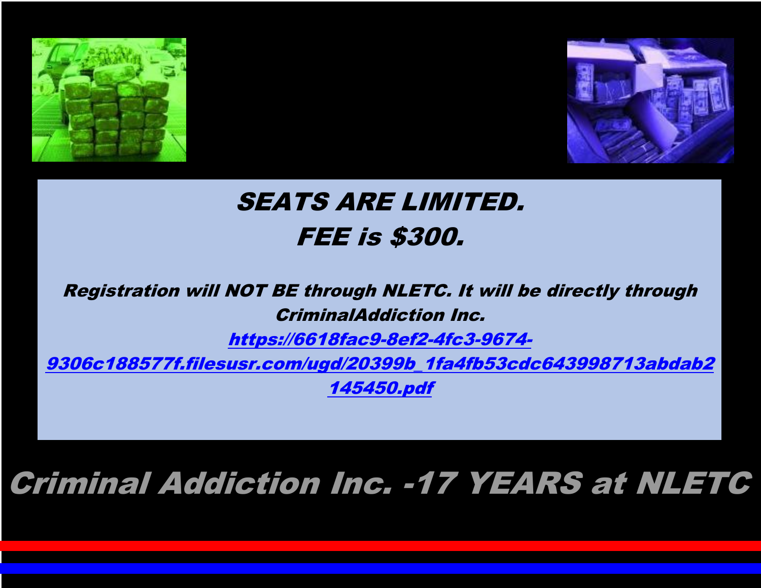**SEATS ARE LIMITED.**

**FEE is $300.**

***Registration will NOT BE through NLETC. It will be directly through CriminalAddiction Inc.***

[https://6618fac9-8ef2-4fc3-9674-9306c188577f.filesusr.com/ugd/20399b_1fa4fb53cdc643998713abdab2145450.pdf](https://6618fac9-8ef2-4fc3-9674-9306c188577f.filesusr.com/ugd/20399b_1fa4fb53cdc643998713abdab2145450.pdf)

## Criminal Addiction Inc. -17 YEARS at NLETC